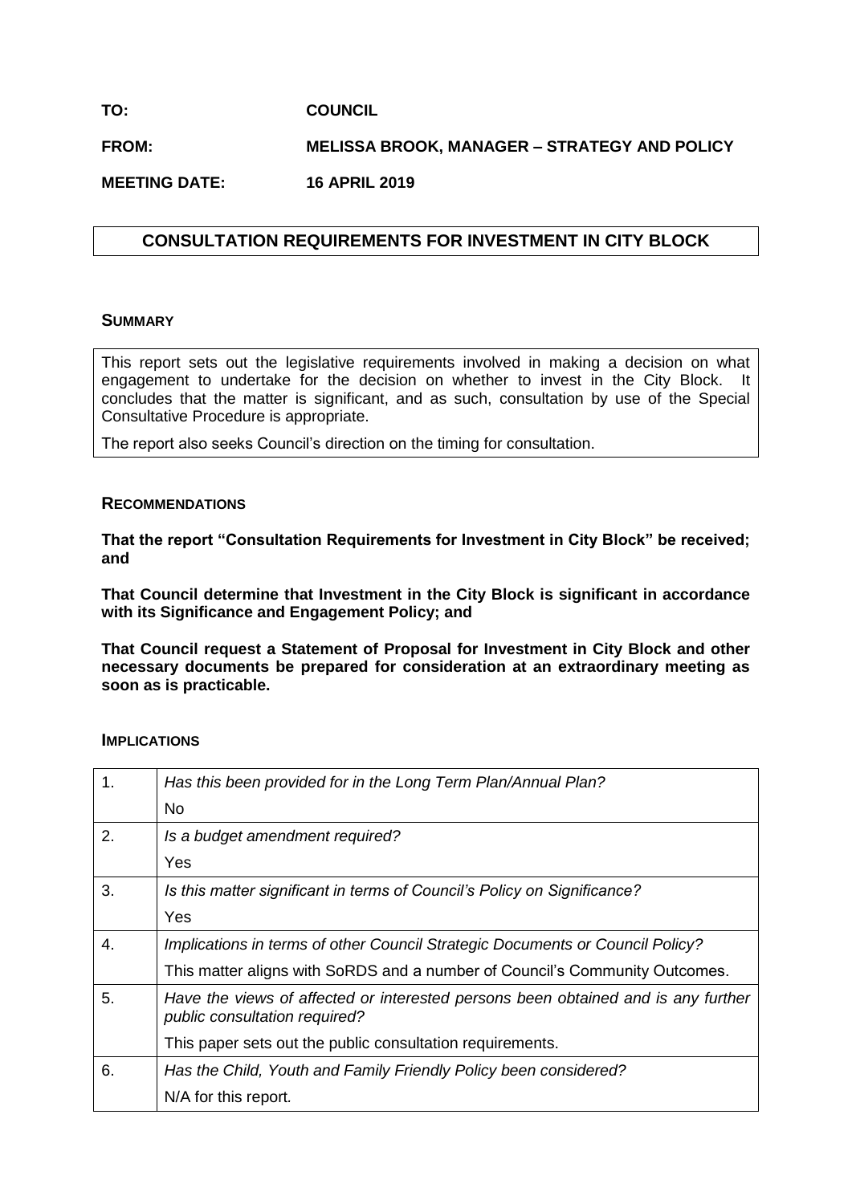**TO:** **COUNCIL**

**FROM:** **MELISSA BROOK, MANAGER – STRATEGY AND POLICY**

**MEETING DATE:** **16 APRIL 2019**

# CONSULTATION REQUIREMENTS FOR INVESTMENT IN CITY BLOCK

## SUMMARY

This report sets out the legislative requirements involved in making a decision on what engagement to undertake for the decision on whether to invest in the City Block. It concludes that the matter is significant, and as such, consultation by use of the Special Consultative Procedure is appropriate.

The report also seeks Council's direction on the timing for consultation.

## RECOMMENDATIONS

**That the report "Consultation Requirements for Investment in City Block" be received; and**

**That Council determine that Investment in the City Block is significant in accordance with its Significance and Engagement Policy; and**

**That Council request a Statement of Proposal for Investment in City Block and other necessary documents be prepared for consideration at an extraordinary meeting as soon as is practicable.**

## IMPLICATIONS

| | |
|---|---|
| 1. | *Has this been provided for in the Long Term Plan/Annual Plan?*<br>No |
| 2. | *Is a budget amendment required?*<br>Yes |
| 3. | *Is this matter significant in terms of Council's Policy on Significance?*<br>Yes |
| 4. | *Implications in terms of other Council Strategic Documents or Council Policy?*<br>This matter aligns with SoRDS and a number of Council's Community Outcomes. |
| 5. | *Have the views of affected or interested persons been obtained and is any further public consultation required?*<br>This paper sets out the public consultation requirements. |
| 6. | *Has the Child, Youth and Family Friendly Policy been considered?*<br>N/A for this report. |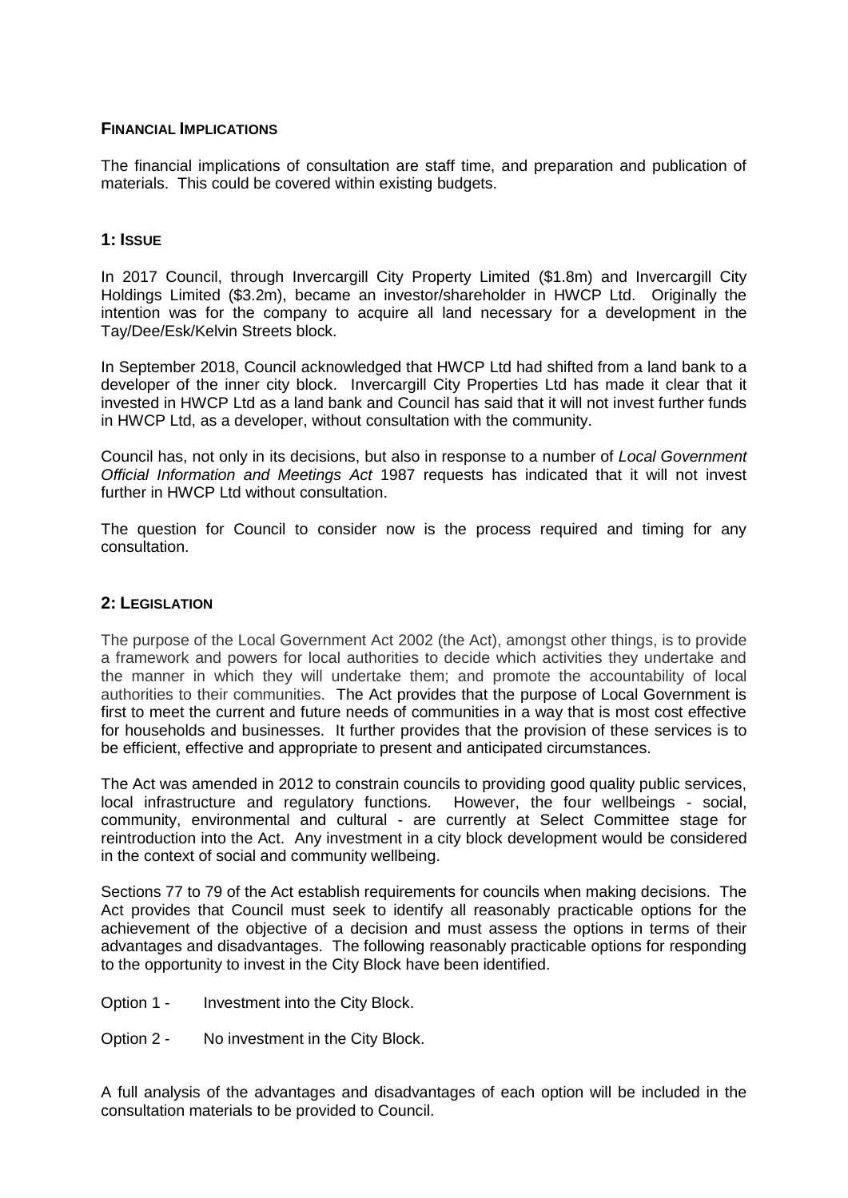## FINANCIAL IMPLICATIONS

The financial implications of consultation are staff time, and preparation and publication of materials. This could be covered within existing budgets.

## 1: ISSUE

In 2017 Council, through Invercargill City Property Limited ($1.8m) and Invercargill City Holdings Limited ($3.2m), became an investor/shareholder in HWCP Ltd. Originally the intention was for the company to acquire all land necessary for a development in the Tay/Dee/Esk/Kelvin Streets block.

In September 2018, Council acknowledged that HWCP Ltd had shifted from a land bank to a developer of the inner city block. Invercargill City Properties Ltd has made it clear that it invested in HWCP Ltd as a land bank and Council has said that it will not invest further funds in HWCP Ltd, as a developer, without consultation with the community.

Council has, not only in its decisions, but also in response to a number of *Local Government Official Information and Meetings Act* 1987 requests has indicated that it will not invest further in HWCP Ltd without consultation.

The question for Council to consider now is the process required and timing for any consultation.

## 2: LEGISLATION

The purpose of the Local Government Act 2002 (the Act), amongst other things, is to provide a framework and powers for local authorities to decide which activities they undertake and the manner in which they will undertake them; and promote the accountability of local authorities to their communities. The Act provides that the purpose of Local Government is first to meet the current and future needs of communities in a way that is most cost effective for households and businesses. It further provides that the provision of these services is to be efficient, effective and appropriate to present and anticipated circumstances.

The Act was amended in 2012 to constrain councils to providing good quality public services, local infrastructure and regulatory functions. However, the four wellbeings - social, community, environmental and cultural - are currently at Select Committee stage for reintroduction into the Act. Any investment in a city block development would be considered in the context of social and community wellbeing.

Sections 77 to 79 of the Act establish requirements for councils when making decisions. The Act provides that Council must seek to identify all reasonably practicable options for the achievement of the objective of a decision and must assess the options in terms of their advantages and disadvantages. The following reasonably practicable options for responding to the opportunity to invest in the City Block have been identified.

Option 1 - Investment into the City Block.

Option 2 - No investment in the City Block.

A full analysis of the advantages and disadvantages of each option will be included in the consultation materials to be provided to Council.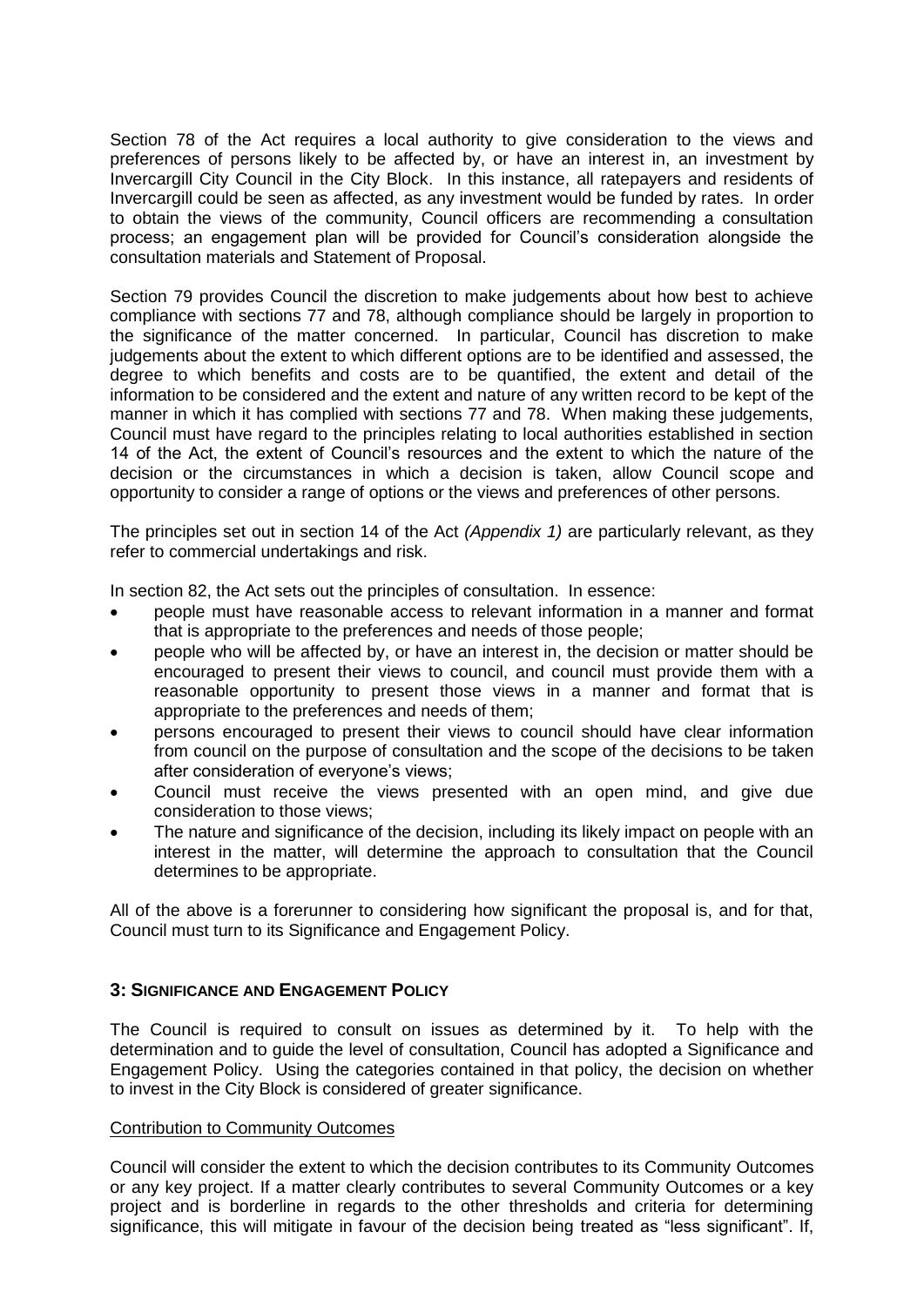Section 78 of the Act requires a local authority to give consideration to the views and preferences of persons likely to be affected by, or have an interest in, an investment by Invercargill City Council in the City Block. In this instance, all ratepayers and residents of Invercargill could be seen as affected, as any investment would be funded by rates. In order to obtain the views of the community, Council officers are recommending a consultation process; an engagement plan will be provided for Council's consideration alongside the consultation materials and Statement of Proposal.

Section 79 provides Council the discretion to make judgements about how best to achieve compliance with sections 77 and 78, although compliance should be largely in proportion to the significance of the matter concerned. In particular, Council has discretion to make judgements about the extent to which different options are to be identified and assessed, the degree to which benefits and costs are to be quantified, the extent and detail of the information to be considered and the extent and nature of any written record to be kept of the manner in which it has complied with sections 77 and 78. When making these judgements, Council must have regard to the principles relating to local authorities established in section 14 of the Act, the extent of Council's resources and the extent to which the nature of the decision or the circumstances in which a decision is taken, allow Council scope and opportunity to consider a range of options or the views and preferences of other persons.

The principles set out in section 14 of the Act *(Appendix 1)* are particularly relevant, as they refer to commercial undertakings and risk.

In section 82, the Act sets out the principles of consultation. In essence:

- people must have reasonable access to relevant information in a manner and format that is appropriate to the preferences and needs of those people;
- people who will be affected by, or have an interest in, the decision or matter should be encouraged to present their views to council, and council must provide them with a reasonable opportunity to present those views in a manner and format that is appropriate to the preferences and needs of them;
- persons encouraged to present their views to council should have clear information from council on the purpose of consultation and the scope of the decisions to be taken after consideration of everyone's views;
- Council must receive the views presented with an open mind, and give due consideration to those views;
- The nature and significance of the decision, including its likely impact on people with an interest in the matter, will determine the approach to consultation that the Council determines to be appropriate.

All of the above is a forerunner to considering how significant the proposal is, and for that, Council must turn to its Significance and Engagement Policy.

## 3: SIGNIFICANCE AND ENGAGEMENT POLICY

The Council is required to consult on issues as determined by it. To help with the determination and to guide the level of consultation, Council has adopted a Significance and Engagement Policy. Using the categories contained in that policy, the decision on whether to invest in the City Block is considered of greater significance.

Contribution to Community Outcomes

Council will consider the extent to which the decision contributes to its Community Outcomes or any key project. If a matter clearly contributes to several Community Outcomes or a key project and is borderline in regards to the other thresholds and criteria for determining significance, this will mitigate in favour of the decision being treated as "less significant". If,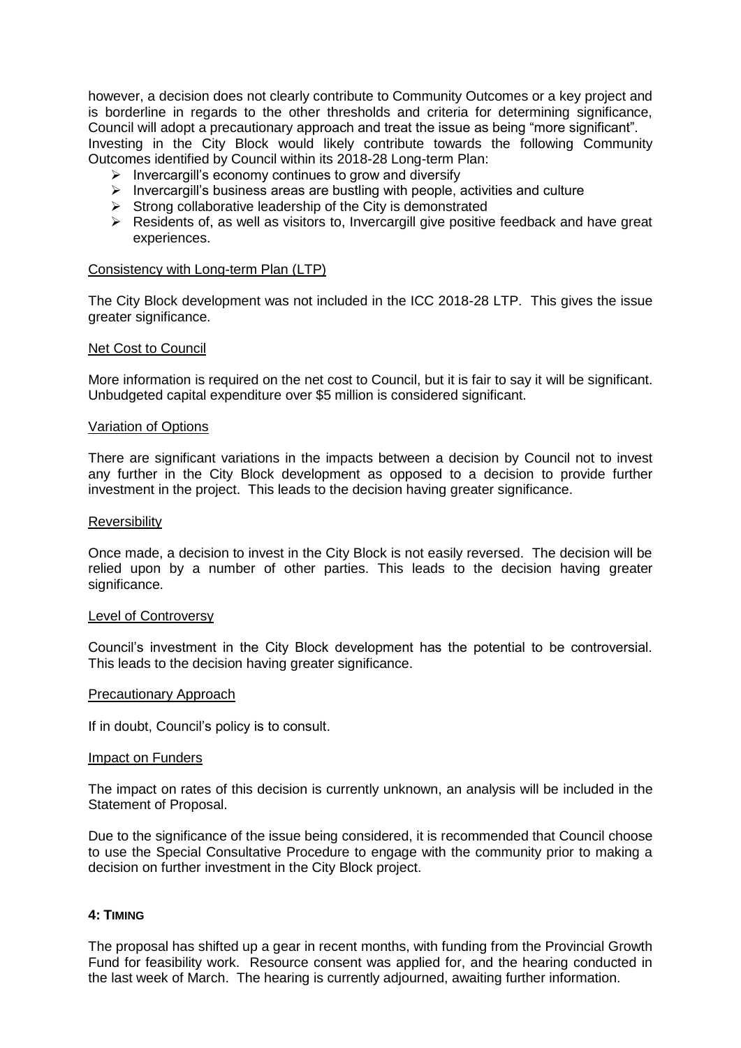however, a decision does not clearly contribute to Community Outcomes or a key project and is borderline in regards to the other thresholds and criteria for determining significance, Council will adopt a precautionary approach and treat the issue as being "more significant". Investing in the City Block would likely contribute towards the following Community Outcomes identified by Council within its 2018-28 Long-term Plan:

- Invercargill's economy continues to grow and diversify
- Invercargill's business areas are bustling with people, activities and culture
- Strong collaborative leadership of the City is demonstrated
- Residents of, as well as visitors to, Invercargill give positive feedback and have great experiences.

Consistency with Long-term Plan (LTP)

The City Block development was not included in the ICC 2018-28 LTP. This gives the issue greater significance.

Net Cost to Council

More information is required on the net cost to Council, but it is fair to say it will be significant. Unbudgeted capital expenditure over $5 million is considered significant.

Variation of Options

There are significant variations in the impacts between a decision by Council not to invest any further in the City Block development as opposed to a decision to provide further investment in the project. This leads to the decision having greater significance.

Reversibility

Once made, a decision to invest in the City Block is not easily reversed. The decision will be relied upon by a number of other parties. This leads to the decision having greater significance.

Level of Controversy

Council's investment in the City Block development has the potential to be controversial. This leads to the decision having greater significance.

Precautionary Approach

If in doubt, Council's policy is to consult.

Impact on Funders

The impact on rates of this decision is currently unknown, an analysis will be included in the Statement of Proposal.

Due to the significance of the issue being considered, it is recommended that Council choose to use the Special Consultative Procedure to engage with the community prior to making a decision on further investment in the City Block project.

**4: TIMING**

The proposal has shifted up a gear in recent months, with funding from the Provincial Growth Fund for feasibility work. Resource consent was applied for, and the hearing conducted in the last week of March. The hearing is currently adjourned, awaiting further information.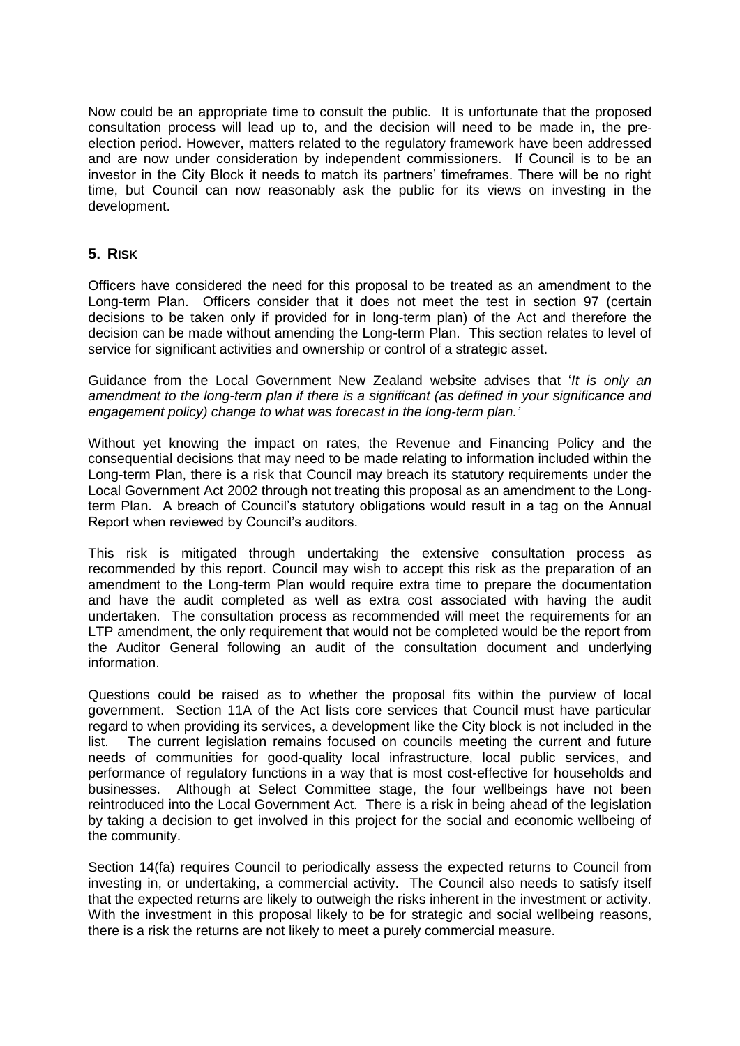Now could be an appropriate time to consult the public. It is unfortunate that the proposed consultation process will lead up to, and the decision will need to be made in, the pre-election period. However, matters related to the regulatory framework have been addressed and are now under consideration by independent commissioners. If Council is to be an investor in the City Block it needs to match its partners' timeframes. There will be no right time, but Council can now reasonably ask the public for its views on investing in the development.

## 5. RISK

Officers have considered the need for this proposal to be treated as an amendment to the Long-term Plan. Officers consider that it does not meet the test in section 97 (certain decisions to be taken only if provided for in long-term plan) of the Act and therefore the decision can be made without amending the Long-term Plan. This section relates to level of service for significant activities and ownership or control of a strategic asset.

Guidance from the Local Government New Zealand website advises that '*It is only an amendment to the long-term plan if there is a significant (as defined in your significance and engagement policy) change to what was forecast in the long-term plan.'*

Without yet knowing the impact on rates, the Revenue and Financing Policy and the consequential decisions that may need to be made relating to information included within the Long-term Plan, there is a risk that Council may breach its statutory requirements under the Local Government Act 2002 through not treating this proposal as an amendment to the Long-term Plan. A breach of Council's statutory obligations would result in a tag on the Annual Report when reviewed by Council's auditors.

This risk is mitigated through undertaking the extensive consultation process as recommended by this report. Council may wish to accept this risk as the preparation of an amendment to the Long-term Plan would require extra time to prepare the documentation and have the audit completed as well as extra cost associated with having the audit undertaken. The consultation process as recommended will meet the requirements for an LTP amendment, the only requirement that would not be completed would be the report from the Auditor General following an audit of the consultation document and underlying information.

Questions could be raised as to whether the proposal fits within the purview of local government. Section 11A of the Act lists core services that Council must have particular regard to when providing its services, a development like the City block is not included in the list. The current legislation remains focused on councils meeting the current and future needs of communities for good-quality local infrastructure, local public services, and performance of regulatory functions in a way that is most cost-effective for households and businesses. Although at Select Committee stage, the four wellbeings have not been reintroduced into the Local Government Act. There is a risk in being ahead of the legislation by taking a decision to get involved in this project for the social and economic wellbeing of the community.

Section 14(fa) requires Council to periodically assess the expected returns to Council from investing in, or undertaking, a commercial activity. The Council also needs to satisfy itself that the expected returns are likely to outweigh the risks inherent in the investment or activity. With the investment in this proposal likely to be for strategic and social wellbeing reasons, there is a risk the returns are not likely to meet a purely commercial measure.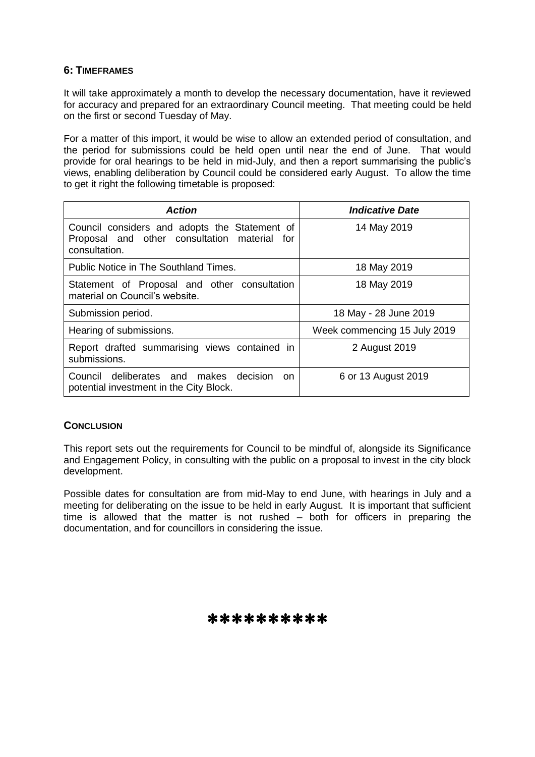## 6: TIMEFRAMES

It will take approximately a month to develop the necessary documentation, have it reviewed for accuracy and prepared for an extraordinary Council meeting. That meeting could be held on the first or second Tuesday of May.

For a matter of this import, it would be wise to allow an extended period of consultation, and the period for submissions could be held open until near the end of June. That would provide for oral hearings to be held in mid-July, and then a report summarising the public's views, enabling deliberation by Council could be considered early August. To allow the time to get it right the following timetable is proposed:

| *Action* | *Indicative Date* |
|---|---|
| Council considers and adopts the Statement of Proposal and other consultation material for consultation. | 14 May 2019 |
| Public Notice in The Southland Times. | 18 May 2019 |
| Statement of Proposal and other consultation material on Council's website. | 18 May 2019 |
| Submission period. | 18 May - 28 June 2019 |
| Hearing of submissions. | Week commencing 15 July 2019 |
| Report drafted summarising views contained in submissions. | 2 August 2019 |
| Council deliberates and makes decision on potential investment in the City Block. | 6 or 13 August 2019 |

## CONCLUSION

This report sets out the requirements for Council to be mindful of, alongside its Significance and Engagement Policy, in consulting with the public on a proposal to invest in the city block development.

Possible dates for consultation are from mid-May to end June, with hearings in July and a meeting for deliberating on the issue to be held in early August. It is important that sufficient time is allowed that the matter is not rushed – both for officers in preparing the documentation, and for councillors in considering the issue.

**********